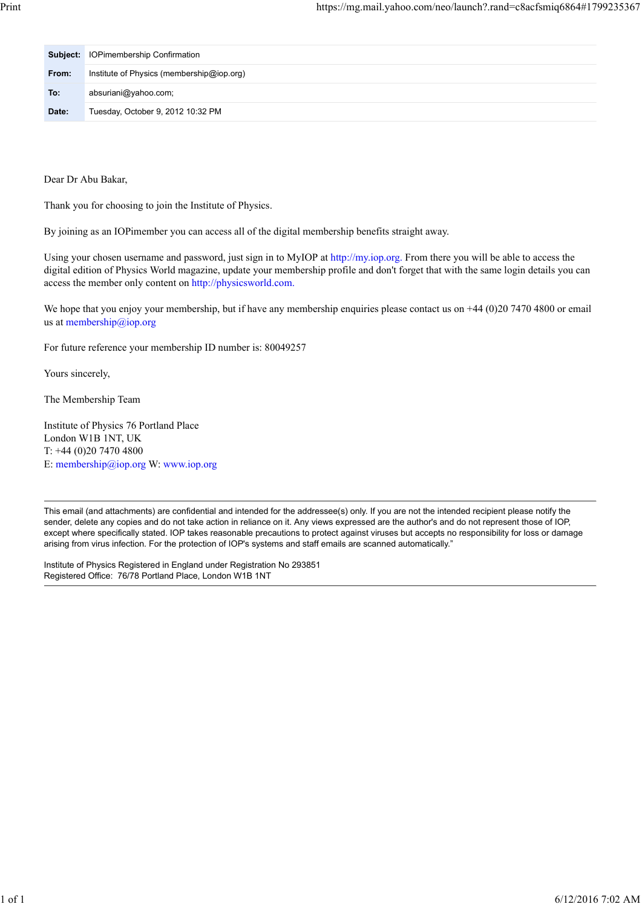| | |
|---|---|
| **Subject:** | IOPimembership Confirmation |
| **From:** | Institute of Physics (membership@iop.org) |
| **To:** | absuriani@yahoo.com; |
| **Date:** | Tuesday, October 9, 2012 10:32 PM |

Dear Dr Abu Bakar,

Thank you for choosing to join the Institute of Physics.

By joining as an IOPimember you can access all of the digital membership benefits straight away.

Using your chosen username and password, just sign in to MyIOP at http://my.iop.org. From there you will be able to access the digital edition of Physics World magazine, update your membership profile and don't forget that with the same login details you can access the member only content on http://physicsworld.com.

We hope that you enjoy your membership, but if have any membership enquiries please contact us on +44 (0)20 7470 4800 or email us at membership@iop.org

For future reference your membership ID number is: 80049257

Yours sincerely,

The Membership Team

Institute of Physics 76 Portland Place
London W1B 1NT, UK
T: +44 (0)20 7470 4800
E: membership@iop.org W: www.iop.org

---

This email (and attachments) are confidential and intended for the addressee(s) only. If you are not the intended recipient please notify the sender, delete any copies and do not take action in reliance on it. Any views expressed are the author's and do not represent those of IOP, except where specifically stated. IOP takes reasonable precautions to protect against viruses but accepts no responsibility for loss or damage arising from virus infection. For the protection of IOP's systems and staff emails are scanned automatically."

Institute of Physics Registered in England under Registration No 293851
Registered Office: 76/78 Portland Place, London W1B 1NT

---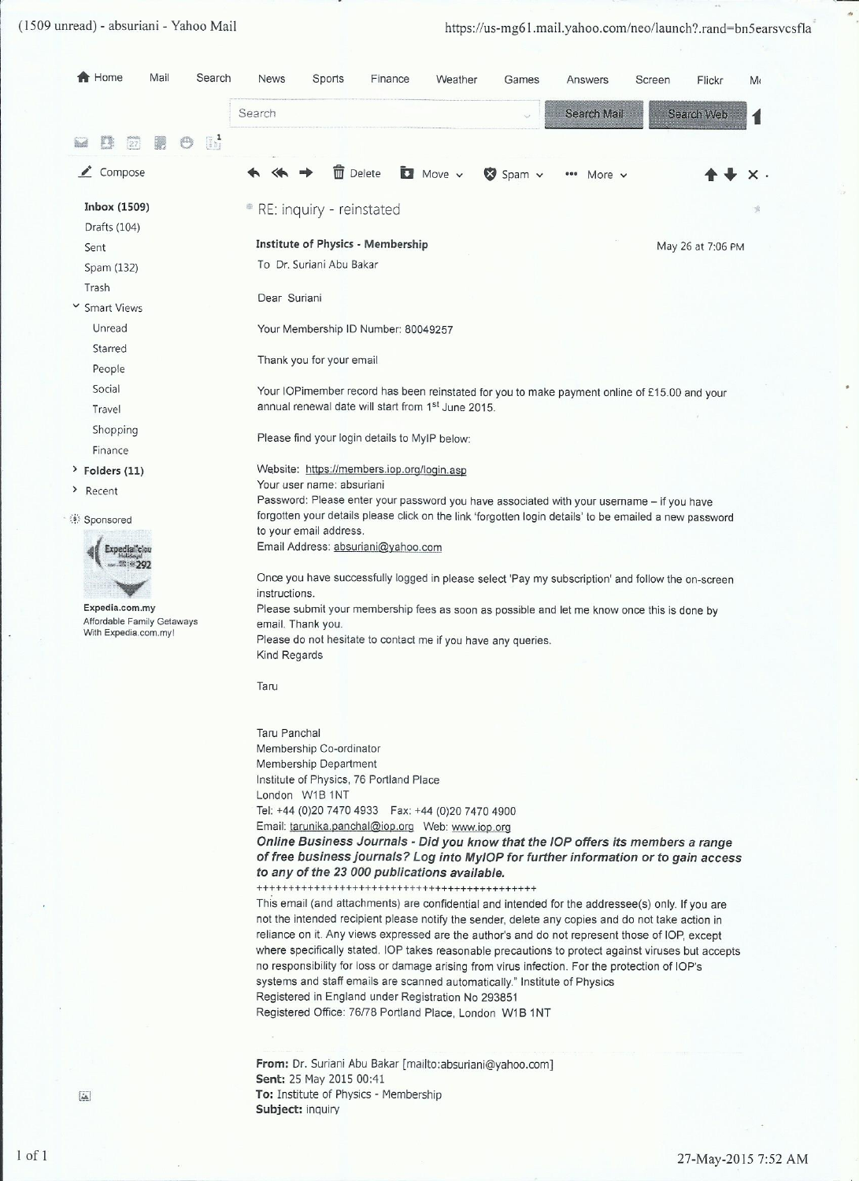# RE: inquiry - reinstated

**Institute of Physics - Membership** May 26 at 7:06 PM

To Dr. Suriani Abu Bakar

Dear Suriani

Your Membership ID Number: 80049257

Thank you for your email

Your IOPimember record has been reinstated for you to make payment online of £15.00 and your annual renewal date will start from 1st June 2015.

Please find your login details to MyIP below:

Website: https://members.iop.org/login.asp
Your user name: absuriani
Password: Please enter your password you have associated with your username – if you have forgotten your details please click on the link 'forgotten login details' to be emailed a new password to your email address.
Email Address: absuriani@yahoo.com

Once you have successfully logged in please select 'Pay my subscription' and follow the on-screen instructions.
Please submit your membership fees as soon as possible and let me know once this is done by email. Thank you.
Please do not hesitate to contact me if you have any queries.
Kind Regards

Taru

Taru Panchal
Membership Co-ordinator
Membership Department
Institute of Physics, 76 Portland Place
London W1B 1NT
Tel: +44 (0)20 7470 4933 Fax: +44 (0)20 7470 4900
Email: tarunika.panchal@iop.org Web: www.iop.org

***Online Business Journals - Did you know that the IOP offers its members a range of free business journals? Log into MyIOP for further information or to gain access to any of the 23 000 publications available.***

++++++++++++++++++++++++++++++++++++++++++++++

This email (and attachments) are confidential and intended for the addressee(s) only. If you are not the intended recipient please notify the sender, delete any copies and do not take action in reliance on it. Any views expressed are the author's and do not represent those of IOP, except where specifically stated. IOP takes reasonable precautions to protect against viruses but accepts no responsibility for loss or damage arising from virus infection. For the protection of IOP's systems and staff emails are scanned automatically." Institute of Physics
Registered in England under Registration No 293851
Registered Office: 76/78 Portland Place, London W1B 1NT

**From:** Dr. Suriani Abu Bakar [mailto:absuriani@yahoo.com]
**Sent:** 25 May 2015 00:41
**To:** Institute of Physics - Membership
**Subject:** inquiry